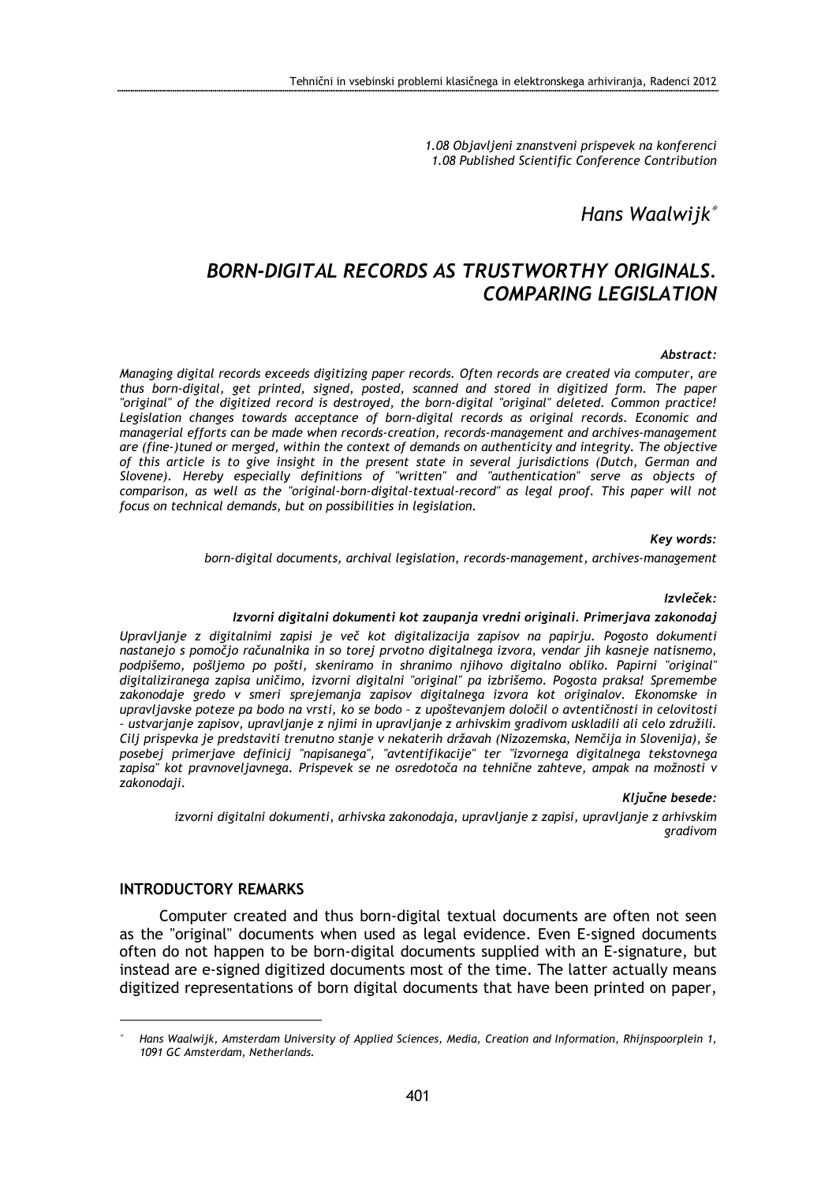*1.08 Objavljeni znanstveni prispevek na konferenci*
*1.08 Published Scientific Conference Contribution*

*Hans Waalwijk*[*]

# *BORN-DIGITAL RECORDS AS TRUSTWORTHY ORIGINALS. COMPARING LEGISLATION*

***Abstract:***

*Managing digital records exceeds digitizing paper records. Often records are created via computer, are thus born-digital, get printed, signed, posted, scanned and stored in digitized form. The paper "original" of the digitized record is destroyed, the born-digital "original" deleted. Common practice! Legislation changes towards acceptance of born-digital records as original records. Economic and managerial efforts can be made when records-creation, records-management and archives-management are (fine-)tuned or merged, within the context of demands on authenticity and integrity. The objective of this article is to give insight in the present state in several jurisdictions (Dutch, German and Slovene). Hereby especially definitions of "written" and "authentication" serve as objects of comparison, as well as the "original-born-digital-textual-record" as legal proof. This paper will not focus on technical demands, but on possibilities in legislation.*

***Key words:***

*born-digital documents, archival legislation, records-management, archives-management*

***Izvleček:***

***Izvorni digitalni dokumenti kot zaupanja vredni originali. Primerjava zakonodaj***

*Upravljanje z digitalnimi zapisi je več kot digitalizacija zapisov na papirju. Pogosto dokumenti nastanejo s pomočjo računalnika in so torej prvotno digitalnega izvora, vendar jih kasneje natisnemo, podpišemo, pošljemo po pošti, skeniramo in shranimo njihovo digitalno obliko. Papirni "original" digitaliziranega zapisa uničimo, izvorni digitalni "original" pa izbrišemo. Pogosta praksa! Spremembe zakonodaje gredo v smeri sprejemanja zapisov digitalnega izvora kot originalov. Ekonomske in upravljavske poteze pa bodo na vrsti, ko se bodo – z upoštevanjem določil o avtentičnosti in celovitosti – ustvarjanje zapisov, upravljanje z njimi in upravljanje z arhivskim gradivom uskladili ali celo združili. Cilj prispevka je predstaviti trenutno stanje v nekaterih državah (Nizozemska, Nemčija in Slovenija), še posebej primerjave definicij "napisanega", "avtentifikacije" ter "izvornega digitalnega tekstovnega zapisa" kot pravnoveljavnega. Prispevek se ne osredotoča na tehnične zahteve, ampak na možnosti v zakonodaji.*

***Ključne besede:***

*izvorni digitalni dokumenti, arhivska zakonodaja, upravljanje z zapisi, upravljanje z arhivskim gradivom*

## INTRODUCTORY REMARKS

Computer created and thus born-digital textual documents are often not seen as the "original" documents when used as legal evidence. Even E-signed documents often do not happen to be born-digital documents supplied with an E-signature, but instead are e-signed digitized documents most of the time. The latter actually means digitized representations of born digital documents that have been printed on paper,

[*] *Hans Waalwijk, Amsterdam University of Applied Sciences, Media, Creation and Information, Rhijnspoorplein 1, 1091 GC Amsterdam, Netherlands.*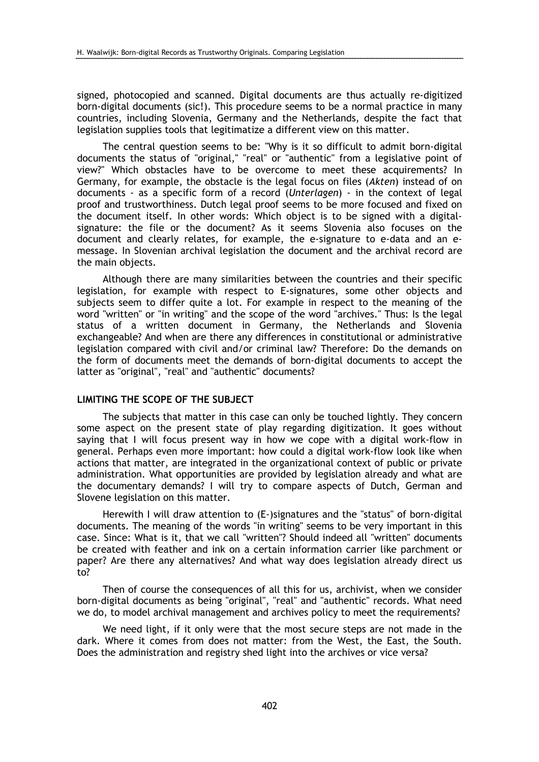signed, photocopied and scanned. Digital documents are thus actually re-digitized born-digital documents (sic!). This procedure seems to be a normal practice in many countries, including Slovenia, Germany and the Netherlands, despite the fact that legislation supplies tools that legitimatize a different view on this matter.

The central question seems to be: "Why is it so difficult to admit born-digital documents the status of "original," "real" or "authentic" from a legislative point of view?" Which obstacles have to be overcome to meet these acquirements? In Germany, for example, the obstacle is the legal focus on files (*Akten*) instead of on documents - as a specific form of a record (*Unterlagen*) - in the context of legal proof and trustworthiness. Dutch legal proof seems to be more focused and fixed on the document itself. In other words: Which object is to be signed with a digital-signature: the file or the document? As it seems Slovenia also focuses on the document and clearly relates, for example, the e-signature to e-data and an e-message. In Slovenian archival legislation the document and the archival record are the main objects.

Although there are many similarities between the countries and their specific legislation, for example with respect to E-signatures, some other objects and subjects seem to differ quite a lot. For example in respect to the meaning of the word "written" or "in writing" and the scope of the word "archives." Thus: Is the legal status of a written document in Germany, the Netherlands and Slovenia exchangeable? And when are there any differences in constitutional or administrative legislation compared with civil and/or criminal law? Therefore: Do the demands on the form of documents meet the demands of born-digital documents to accept the latter as "original", "real" and "authentic" documents?

## LIMITING THE SCOPE OF THE SUBJECT

The subjects that matter in this case can only be touched lightly. They concern some aspect on the present state of play regarding digitization. It goes without saying that I will focus present way in how we cope with a digital work-flow in general. Perhaps even more important: how could a digital work-flow look like when actions that matter, are integrated in the organizational context of public or private administration. What opportunities are provided by legislation already and what are the documentary demands? I will try to compare aspects of Dutch, German and Slovene legislation on this matter.

Herewith I will draw attention to (E-)signatures and the "status" of born-digital documents. The meaning of the words "in writing" seems to be very important in this case. Since: What is it, that we call "written"? Should indeed all "written" documents be created with feather and ink on a certain information carrier like parchment or paper? Are there any alternatives? And what way does legislation already direct us to?

Then of course the consequences of all this for us, archivist, when we consider born-digital documents as being "original", "real" and "authentic" records. What need we do, to model archival management and archives policy to meet the requirements?

We need light, if it only were that the most secure steps are not made in the dark. Where it comes from does not matter: from the West, the East, the South. Does the administration and registry shed light into the archives or vice versa?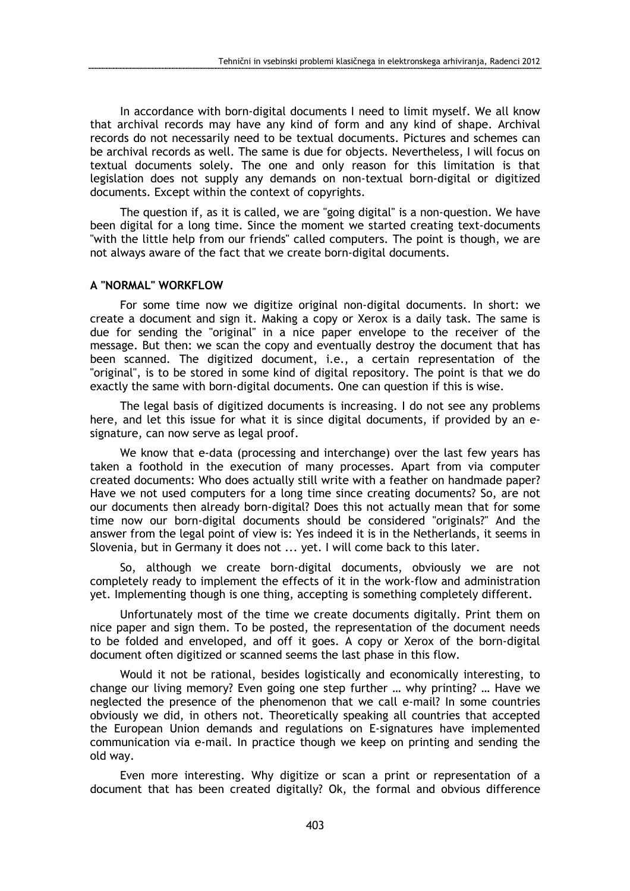In accordance with born-digital documents I need to limit myself. We all know that archival records may have any kind of form and any kind of shape. Archival records do not necessarily need to be textual documents. Pictures and schemes can be archival records as well. The same is due for objects. Nevertheless, I will focus on textual documents solely. The one and only reason for this limitation is that legislation does not supply any demands on non-textual born-digital or digitized documents. Except within the context of copyrights.

The question if, as it is called, we are "going digital" is a non-question. We have been digital for a long time. Since the moment we started creating text-documents "with the little help from our friends" called computers. The point is though, we are not always aware of the fact that we create born-digital documents.

### A "NORMAL" WORKFLOW

For some time now we digitize original non-digital documents. In short: we create a document and sign it. Making a copy or Xerox is a daily task. The same is due for sending the "original" in a nice paper envelope to the receiver of the message. But then: we scan the copy and eventually destroy the document that has been scanned. The digitized document, i.e., a certain representation of the "original", is to be stored in some kind of digital repository. The point is that we do exactly the same with born-digital documents. One can question if this is wise.

The legal basis of digitized documents is increasing. I do not see any problems here, and let this issue for what it is since digital documents, if provided by an e-signature, can now serve as legal proof.

We know that e-data (processing and interchange) over the last few years has taken a foothold in the execution of many processes. Apart from via computer created documents: Who does actually still write with a feather on handmade paper? Have we not used computers for a long time since creating documents? So, are not our documents then already born-digital? Does this not actually mean that for some time now our born-digital documents should be considered "originals?" And the answer from the legal point of view is: Yes indeed it is in the Netherlands, it seems in Slovenia, but in Germany it does not ... yet. I will come back to this later.

So, although we create born-digital documents, obviously we are not completely ready to implement the effects of it in the work-flow and administration yet. Implementing though is one thing, accepting is something completely different.

Unfortunately most of the time we create documents digitally. Print them on nice paper and sign them. To be posted, the representation of the document needs to be folded and enveloped, and off it goes. A copy or Xerox of the born-digital document often digitized or scanned seems the last phase in this flow.

Would it not be rational, besides logistically and economically interesting, to change our living memory? Even going one step further … why printing? … Have we neglected the presence of the phenomenon that we call e-mail? In some countries obviously we did, in others not. Theoretically speaking all countries that accepted the European Union demands and regulations on E-signatures have implemented communication via e-mail. In practice though we keep on printing and sending the old way.

Even more interesting. Why digitize or scan a print or representation of a document that has been created digitally? Ok, the formal and obvious difference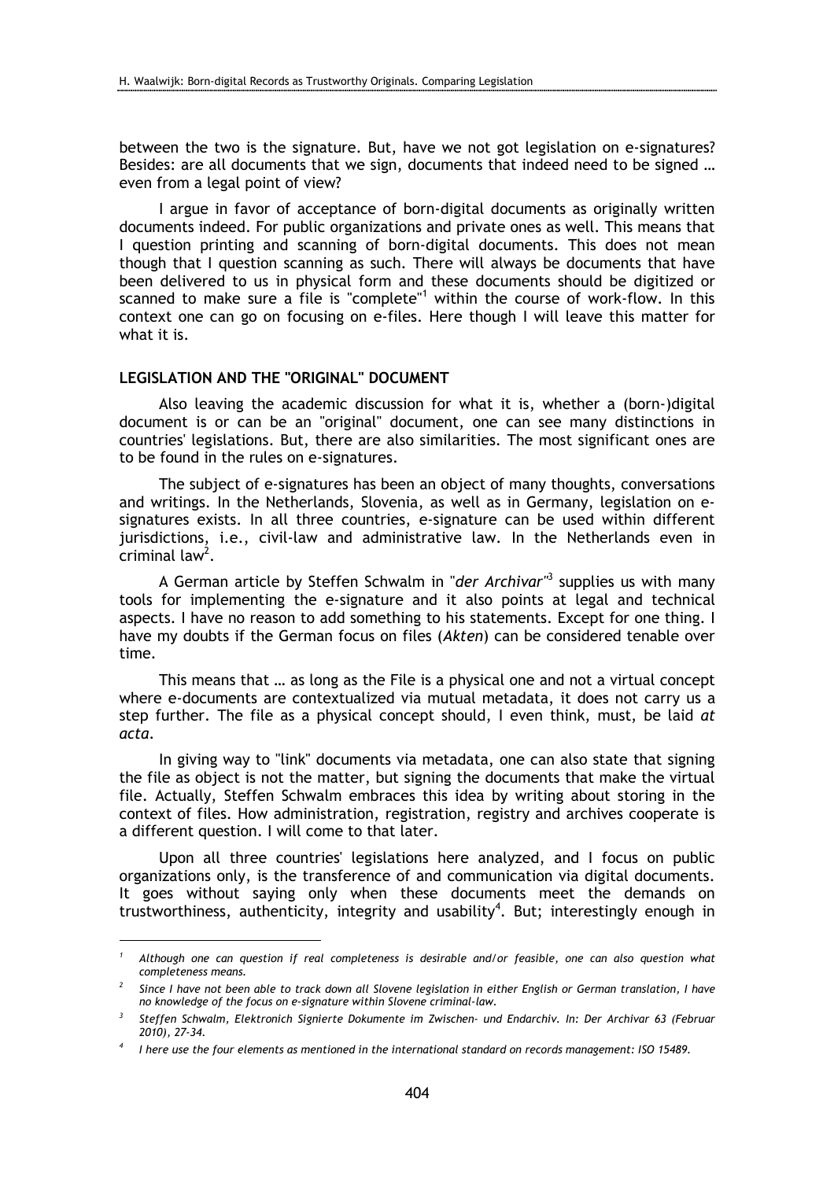between the two is the signature. But, have we not got legislation on e-signatures? Besides: are all documents that we sign, documents that indeed need to be signed … even from a legal point of view?

I argue in favor of acceptance of born-digital documents as originally written documents indeed. For public organizations and private ones as well. This means that I question printing and scanning of born-digital documents. This does not mean though that I question scanning as such. There will always be documents that have been delivered to us in physical form and these documents should be digitized or scanned to make sure a file is "complete"[1] within the course of work-flow. In this context one can go on focusing on e-files. Here though I will leave this matter for what it is.

## LEGISLATION AND THE "ORIGINAL" DOCUMENT

Also leaving the academic discussion for what it is, whether a (born-)digital document is or can be an "original" document, one can see many distinctions in countries' legislations. But, there are also similarities. The most significant ones are to be found in the rules on e-signatures.

The subject of e-signatures has been an object of many thoughts, conversations and writings. In the Netherlands, Slovenia, as well as in Germany, legislation on e-signatures exists. In all three countries, e-signature can be used within different jurisdictions, i.e., civil-law and administrative law. In the Netherlands even in criminal law[2].

A German article by Steffen Schwalm in "*der Archivar*"[3] supplies us with many tools for implementing the e-signature and it also points at legal and technical aspects. I have no reason to add something to his statements. Except for one thing. I have my doubts if the German focus on files (*Akten*) can be considered tenable over time.

This means that … as long as the File is a physical one and not a virtual concept where e-documents are contextualized via mutual metadata, it does not carry us a step further. The file as a physical concept should, I even think, must, be laid *at acta*.

In giving way to "link" documents via metadata, one can also state that signing the file as object is not the matter, but signing the documents that make the virtual file. Actually, Steffen Schwalm embraces this idea by writing about storing in the context of files. How administration, registration, registry and archives cooperate is a different question. I will come to that later.

Upon all three countries' legislations here analyzed, and I focus on public organizations only, is the transference of and communication via digital documents. It goes without saying only when these documents meet the demands on trustworthiness, authenticity, integrity and usability[4]. But; interestingly enough in

---

[1] *Although one can question if real completeness is desirable and/or feasible, one can also question what completeness means.*

[2] *Since I have not been able to track down all Slovene legislation in either English or German translation, I have no knowledge of the focus on e-signature within Slovene criminal-law.*

[3] *Steffen Schwalm, Elektronich Signierte Dokumente im Zwischen- und Endarchiv. In: Der Archivar 63 (Februar 2010), 27-34.*

[4] *I here use the four elements as mentioned in the international standard on records management: ISO 15489.*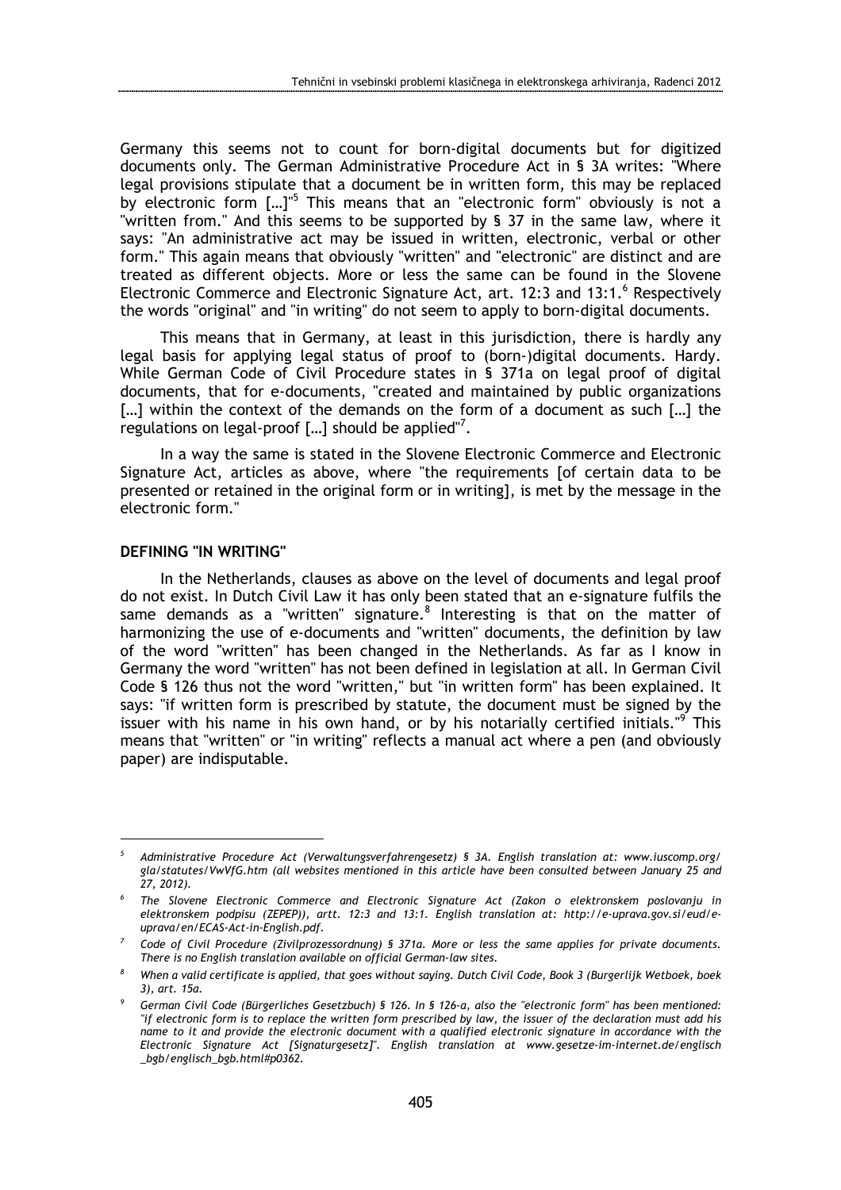Germany this seems not to count for born-digital documents but for digitized documents only. The German Administrative Procedure Act in § 3A writes: "Where legal provisions stipulate that a document be in written form, this may be replaced by electronic form […]"[5] This means that an "electronic form" obviously is not a "written from." And this seems to be supported by § 37 in the same law, where it says: "An administrative act may be issued in written, electronic, verbal or other form." This again means that obviously "written" and "electronic" are distinct and are treated as different objects. More or less the same can be found in the Slovene Electronic Commerce and Electronic Signature Act, art. 12:3 and 13:1.[6] Respectively the words "original" and "in writing" do not seem to apply to born-digital documents.

This means that in Germany, at least in this jurisdiction, there is hardly any legal basis for applying legal status of proof to (born-)digital documents. Hardy. While German Code of Civil Procedure states in § 371a on legal proof of digital documents, that for e-documents, "created and maintained by public organizations […] within the context of the demands on the form of a document as such […] the regulations on legal-proof […] should be applied"[7].

In a way the same is stated in the Slovene Electronic Commerce and Electronic Signature Act, articles as above, where "the requirements [of certain data to be presented or retained in the original form or in writing], is met by the message in the electronic form."

**DEFINING "IN WRITING"**

In the Netherlands, clauses as above on the level of documents and legal proof do not exist. In Dutch Civil Law it has only been stated that an e-signature fulfils the same demands as a "written" signature.[8] Interesting is that on the matter of harmonizing the use of e-documents and "written" documents, the definition by law of the word "written" has been changed in the Netherlands. As far as I know in Germany the word "written" has not been defined in legislation at all. In German Civil Code § 126 thus not the word "written," but "in written form" has been explained. It says: "if written form is prescribed by statute, the document must be signed by the issuer with his name in his own hand, or by his notarially certified initials."[9] This means that "written" or "in writing" reflects a manual act where a pen (and obviously paper) are indisputable.

---

[5] *Administrative Procedure Act (Verwaltungsverfahrengesetz) § 3A. English translation at: www.iuscomp.org/gla/statutes/VwVfG.htm (all websites mentioned in this article have been consulted between January 25 and 27, 2012).*

[6] *The Slovene Electronic Commerce and Electronic Signature Act (Zakon o elektronskem poslovanju in elektronskem podpisu (ZEPEP)), artt. 12:3 and 13:1. English translation at: http://e-uprava.gov.si/eud/e-uprava/en/ECAS-Act-in-English.pdf.*

[7] *Code of Civil Procedure (Zivilprozessordnung) § 371a. More or less the same applies for private documents. There is no English translation available on official German-law sites.*

[8] *When a valid certificate is applied, that goes without saying. Dutch Civil Code, Book 3 (Burgerlijk Wetboek, boek 3), art. 15a.*

[9] *German Civil Code (Bürgerliches Gesetzbuch) § 126. In § 126-a, also the "electronic form" has been mentioned: "if electronic form is to replace the written form prescribed by law, the issuer of the declaration must add his name to it and provide the electronic document with a qualified electronic signature in accordance with the Electronic Signature Act [Signaturgesetz]". English translation at www.gesetze-im-internet.de/englisch_bgb/englisch_bgb.html#p0362.*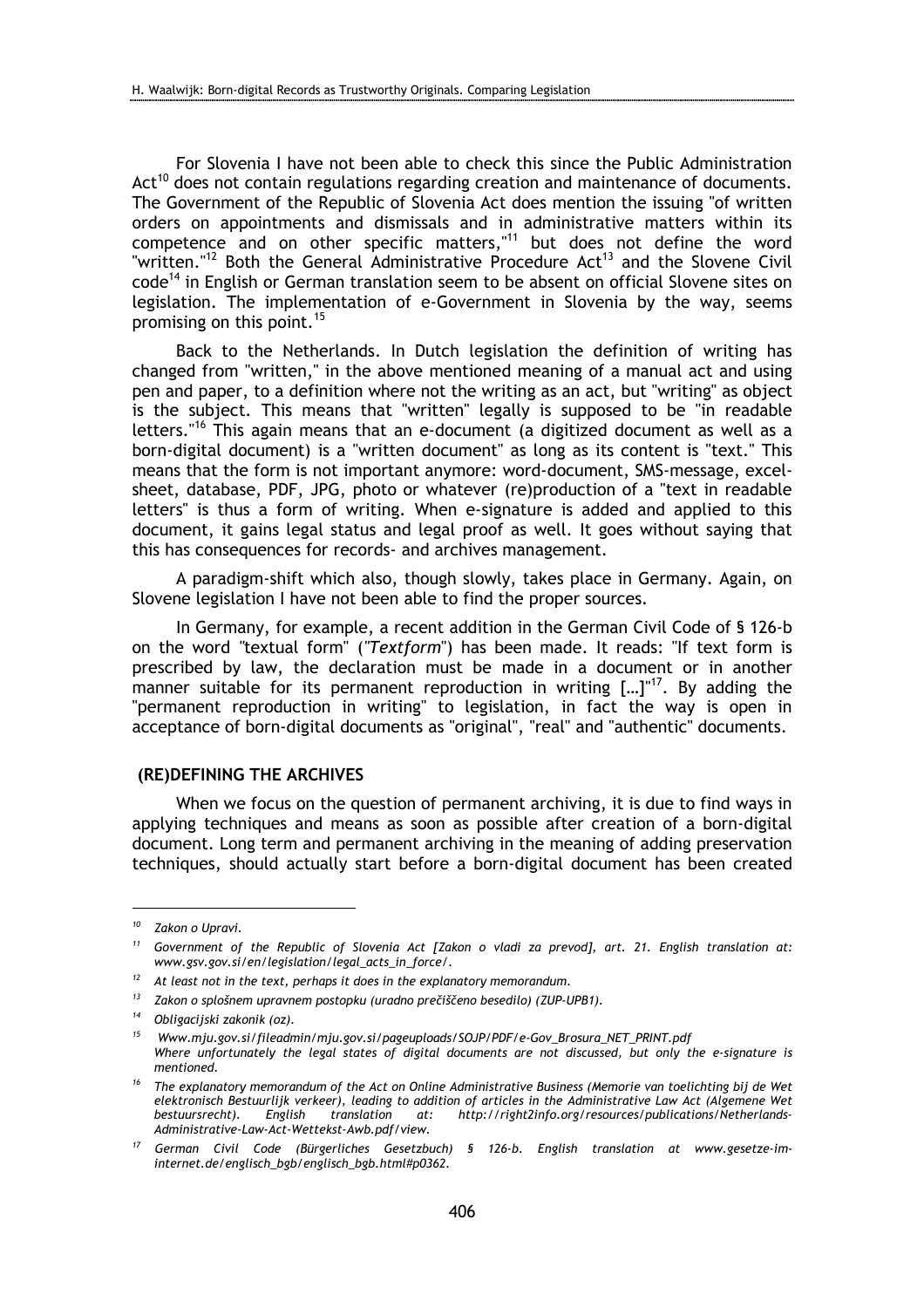For Slovenia I have not been able to check this since the Public Administration Act[10] does not contain regulations regarding creation and maintenance of documents. The Government of the Republic of Slovenia Act does mention the issuing "of written orders on appointments and dismissals and in administrative matters within its competence and on other specific matters,"[11] but does not define the word "written."[12] Both the General Administrative Procedure Act[13] and the Slovene Civil code[14] in English or German translation seem to be absent on official Slovene sites on legislation. The implementation of e-Government in Slovenia by the way, seems promising on this point.[15]

Back to the Netherlands. In Dutch legislation the definition of writing has changed from "written," in the above mentioned meaning of a manual act and using pen and paper, to a definition where not the writing as an act, but "writing" as object is the subject. This means that "written" legally is supposed to be "in readable letters."[16] This again means that an e-document (a digitized document as well as a born-digital document) is a "written document" as long as its content is "text." This means that the form is not important anymore: word-document, SMS-message, excel-sheet, database, PDF, JPG, photo or whatever (re)production of a "text in readable letters" is thus a form of writing. When e-signature is added and applied to this document, it gains legal status and legal proof as well. It goes without saying that this has consequences for records- and archives management.

A paradigm-shift which also, though slowly, takes place in Germany. Again, on Slovene legislation I have not been able to find the proper sources.

In Germany, for example, a recent addition in the German Civil Code of § 126-b on the word "textual form" (*"Textform"*) has been made. It reads: "If text form is prescribed by law, the declaration must be made in a document or in another manner suitable for its permanent reproduction in writing […]"[17]. By adding the "permanent reproduction in writing" to legislation, in fact the way is open in acceptance of born-digital documents as "original", "real" and "authentic" documents.

## (RE)DEFINING THE ARCHIVES

When we focus on the question of permanent archiving, it is due to find ways in applying techniques and means as soon as possible after creation of a born-digital document. Long term and permanent archiving in the meaning of adding preservation techniques, should actually start before a born-digital document has been created

---

[10] *Zakon o Upravi.*

[11] *Government of the Republic of Slovenia Act [Zakon o vladi za prevod], art. 21. English translation at: www.gsv.gov.si/en/legislation/legal_acts_in_force/.*

[12] *At least not in the text, perhaps it does in the explanatory memorandum.*

[13] *Zakon o splošnem upravnem postopku (uradno prečiščeno besedilo) (ZUP-UPB1).*

[14] *Obligacijski zakonik (oz).*

[15] *Www.mju.gov.si/fileadmin/mju.gov.si/pageuploads/SOJP/PDF/e-Gov_Brosura_NET_PRINT.pdf Where unfortunately the legal states of digital documents are not discussed, but only the e-signature is mentioned.*

[16] *The explanatory memorandum of the Act on Online Administrative Business (Memorie van toelichting bij de Wet elektronisch Bestuurlijk verkeer), leading to addition of articles in the Administrative Law Act (Algemene Wet bestuursrecht). English translation at: http://right2info.org/resources/publications/Netherlands-Administrative-Law-Act-Wettekst-Awb.pdf/view.*

[17] *German Civil Code (Bürgerliches Gesetzbuch) § 126-b. English translation at www.gesetze-im-internet.de/englisch_bgb/englisch_bgb.html#p0362.*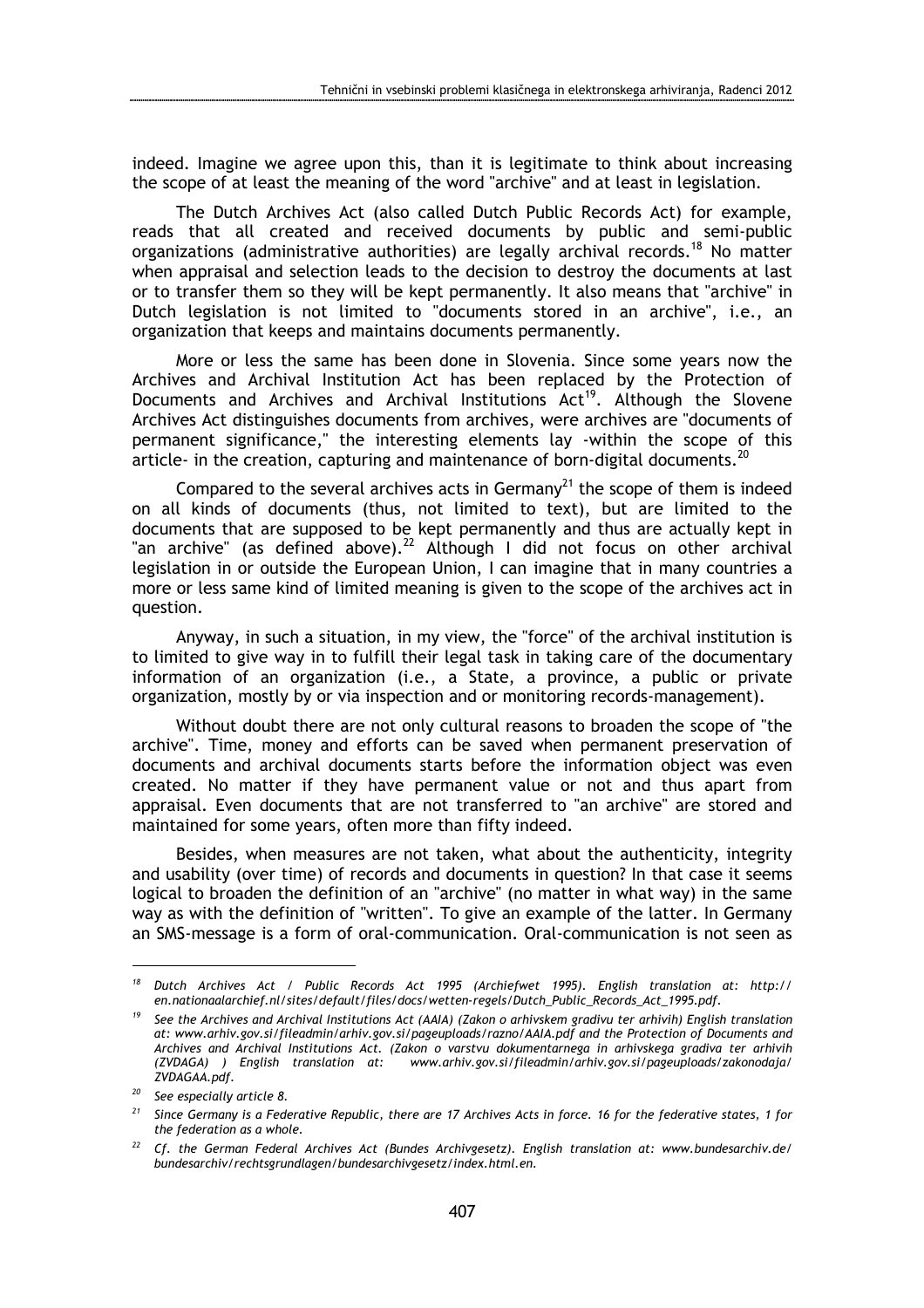indeed. Imagine we agree upon this, than it is legitimate to think about increasing the scope of at least the meaning of the word "archive" and at least in legislation.

The Dutch Archives Act (also called Dutch Public Records Act) for example, reads that all created and received documents by public and semi-public organizations (administrative authorities) are legally archival records.[18] No matter when appraisal and selection leads to the decision to destroy the documents at last or to transfer them so they will be kept permanently. It also means that "archive" in Dutch legislation is not limited to "documents stored in an archive", i.e., an organization that keeps and maintains documents permanently.

More or less the same has been done in Slovenia. Since some years now the Archives and Archival Institution Act has been replaced by the Protection of Documents and Archives and Archival Institutions Act[19]. Although the Slovene Archives Act distinguishes documents from archives, were archives are "documents of permanent significance," the interesting elements lay -within the scope of this article- in the creation, capturing and maintenance of born-digital documents.[20]

Compared to the several archives acts in Germany[21] the scope of them is indeed on all kinds of documents (thus, not limited to text), but are limited to the documents that are supposed to be kept permanently and thus are actually kept in "an archive" (as defined above).[22] Although I did not focus on other archival legislation in or outside the European Union, I can imagine that in many countries a more or less same kind of limited meaning is given to the scope of the archives act in question.

Anyway, in such a situation, in my view, the "force" of the archival institution is to limited to give way in to fulfill their legal task in taking care of the documentary information of an organization (i.e., a State, a province, a public or private organization, mostly by or via inspection and or monitoring records-management).

Without doubt there are not only cultural reasons to broaden the scope of "the archive". Time, money and efforts can be saved when permanent preservation of documents and archival documents starts before the information object was even created. No matter if they have permanent value or not and thus apart from appraisal. Even documents that are not transferred to "an archive" are stored and maintained for some years, often more than fifty indeed.

Besides, when measures are not taken, what about the authenticity, integrity and usability (over time) of records and documents in question? In that case it seems logical to broaden the definition of an "archive" (no matter in what way) in the same way as with the definition of "written". To give an example of the latter. In Germany an SMS-message is a form of oral-communication. Oral-communication is not seen as

---

[18] *Dutch Archives Act / Public Records Act 1995 (Archiefwet 1995). English translation at: http://en.nationaalarchief.nl/sites/default/files/docs/wetten-regels/Dutch_Public_Records_Act_1995.pdf.*

[19] *See the Archives and Archival Institutions Act (AAIA) (Zakon o arhivskem gradivu ter arhivih) English translation at: www.arhiv.gov.si/fileadmin/arhiv.gov.si/pageuploads/razno/AAIA.pdf and the Protection of Documents and Archives and Archival Institutions Act. (Zakon o varstvu dokumentarnega in arhivskega gradiva ter arhivih (ZVDAGA) ) English translation at: www.arhiv.gov.si/fileadmin/arhiv.gov.si/pageuploads/zakonodaja/ZVDAGAA.pdf.*

[20] *See especially article 8.*

[21] *Since Germany is a Federative Republic, there are 17 Archives Acts in force. 16 for the federative states, 1 for the federation as a whole.*

[22] *Cf. the German Federal Archives Act (Bundes Archivgesetz). English translation at: www.bundesarchiv.de/bundesarchiv/rechtsgrundlagen/bundesarchivgesetz/index.html.en.*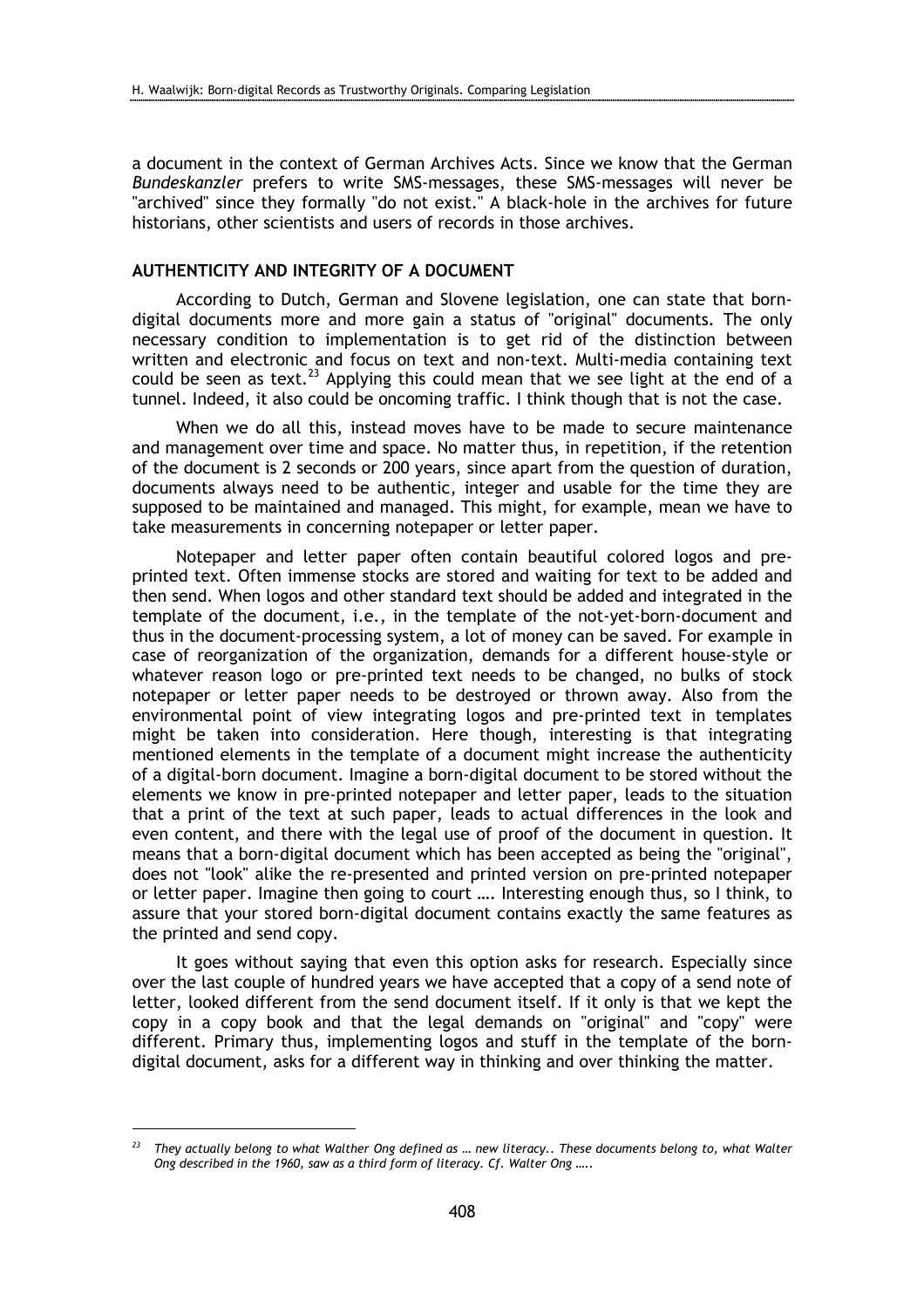a document in the context of German Archives Acts. Since we know that the German *Bundeskanzler* prefers to write SMS-messages, these SMS-messages will never be "archived" since they formally "do not exist." A black-hole in the archives for future historians, other scientists and users of records in those archives.

### AUTHENTICITY AND INTEGRITY OF A DOCUMENT

According to Dutch, German and Slovene legislation, one can state that born-digital documents more and more gain a status of "original" documents. The only necessary condition to implementation is to get rid of the distinction between written and electronic and focus on text and non-text. Multi-media containing text could be seen as text.[23] Applying this could mean that we see light at the end of a tunnel. Indeed, it also could be oncoming traffic. I think though that is not the case.

When we do all this, instead moves have to be made to secure maintenance and management over time and space. No matter thus, in repetition, if the retention of the document is 2 seconds or 200 years, since apart from the question of duration, documents always need to be authentic, integer and usable for the time they are supposed to be maintained and managed. This might, for example, mean we have to take measurements in concerning notepaper or letter paper.

Notepaper and letter paper often contain beautiful colored logos and pre-printed text. Often immense stocks are stored and waiting for text to be added and then send. When logos and other standard text should be added and integrated in the template of the document, i.e., in the template of the not-yet-born-document and thus in the document-processing system, a lot of money can be saved. For example in case of reorganization of the organization, demands for a different house-style or whatever reason logo or pre-printed text needs to be changed, no bulks of stock notepaper or letter paper needs to be destroyed or thrown away. Also from the environmental point of view integrating logos and pre-printed text in templates might be taken into consideration. Here though, interesting is that integrating mentioned elements in the template of a document might increase the authenticity of a digital-born document. Imagine a born-digital document to be stored without the elements we know in pre-printed notepaper and letter paper, leads to the situation that a print of the text at such paper, leads to actual differences in the look and even content, and there with the legal use of proof of the document in question. It means that a born-digital document which has been accepted as being the "original", does not "look" alike the re-presented and printed version on pre-printed notepaper or letter paper. Imagine then going to court …. Interesting enough thus, so I think, to assure that your stored born-digital document contains exactly the same features as the printed and send copy.

It goes without saying that even this option asks for research. Especially since over the last couple of hundred years we have accepted that a copy of a send note of letter, looked different from the send document itself. If it only is that we kept the copy in a copy book and that the legal demands on "original" and "copy" were different. Primary thus, implementing logos and stuff in the template of the born-digital document, asks for a different way in thinking and over thinking the matter.

---

[23] *They actually belong to what Walther Ong defined as … new literacy.. These documents belong to, what Walter Ong described in the 1960, saw as a third form of literacy. Cf. Walter Ong …..*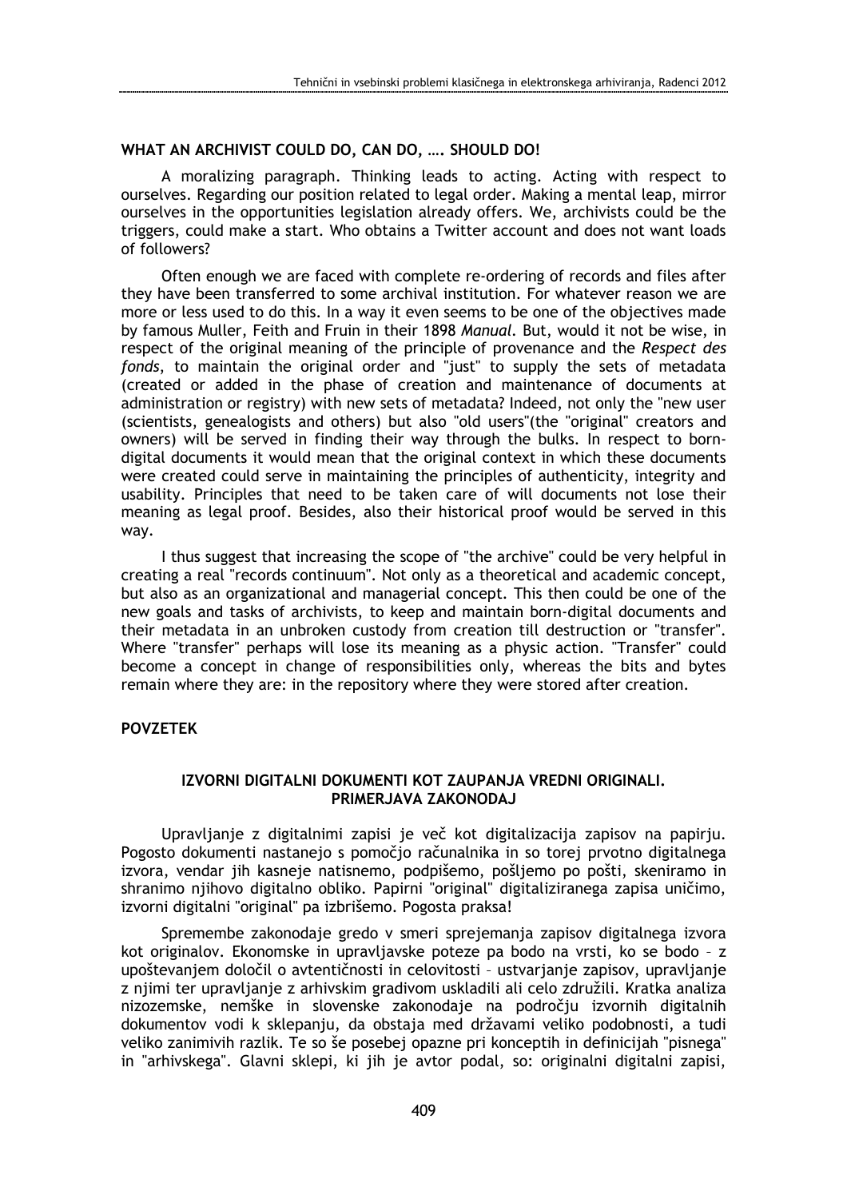## WHAT AN ARCHIVIST COULD DO, CAN DO, …. SHOULD DO!

A moralizing paragraph. Thinking leads to acting. Acting with respect to ourselves. Regarding our position related to legal order. Making a mental leap, mirror ourselves in the opportunities legislation already offers. We, archivists could be the triggers, could make a start. Who obtains a Twitter account and does not want loads of followers?

Often enough we are faced with complete re-ordering of records and files after they have been transferred to some archival institution. For whatever reason we are more or less used to do this. In a way it even seems to be one of the objectives made by famous Muller, Feith and Fruin in their 1898 *Manual*. But, would it not be wise, in respect of the original meaning of the principle of provenance and the *Respect des fonds*, to maintain the original order and "just" to supply the sets of metadata (created or added in the phase of creation and maintenance of documents at administration or registry) with new sets of metadata? Indeed, not only the "new user (scientists, genealogists and others) but also "old users"(the "original" creators and owners) will be served in finding their way through the bulks. In respect to born-digital documents it would mean that the original context in which these documents were created could serve in maintaining the principles of authenticity, integrity and usability. Principles that need to be taken care of will documents not lose their meaning as legal proof. Besides, also their historical proof would be served in this way.

I thus suggest that increasing the scope of "the archive" could be very helpful in creating a real "records continuum". Not only as a theoretical and academic concept, but also as an organizational and managerial concept. This then could be one of the new goals and tasks of archivists, to keep and maintain born-digital documents and their metadata in an unbroken custody from creation till destruction or "transfer". Where "transfer" perhaps will lose its meaning as a physic action. "Transfer" could become a concept in change of responsibilities only, whereas the bits and bytes remain where they are: in the repository where they were stored after creation.

## POVZETEK

### IZVORNI DIGITALNI DOKUMENTI KOT ZAUPANJA VREDNI ORIGINALI. PRIMERJAVA ZAKONODAJ

Upravljanje z digitalnimi zapisi je več kot digitalizacija zapisov na papirju. Pogosto dokumenti nastanejo s pomočjo računalnika in so torej prvotno digitalnega izvora, vendar jih kasneje natisnemo, podpišemo, pošljemo po pošti, skeniramo in shranimo njihovo digitalno obliko. Papirni "original" digitaliziranega zapisa uničimo, izvorni digitalni "original" pa izbrišemo. Pogosta praksa!

Spremembe zakonodaje gredo v smeri sprejemanja zapisov digitalnega izvora kot originalov. Ekonomske in upravljavske poteze pa bodo na vrsti, ko se bodo – z upoštevanjem določil o avtentičnosti in celovitosti – ustvarjanje zapisov, upravljanje z njimi ter upravljanje z arhivskim gradivom uskladili ali celo združili. Kratka analiza nizozemske, nemške in slovenske zakonodaje na področju izvornih digitalnih dokumentov vodi k sklepanju, da obstaja med državami veliko podobnosti, a tudi veliko zanimivih razlik. Te so še posebej opazne pri konceptih in definicijah "pisnega" in "arhivskega". Glavni sklepi, ki jih je avtor podal, so: originalni digitalni zapisi,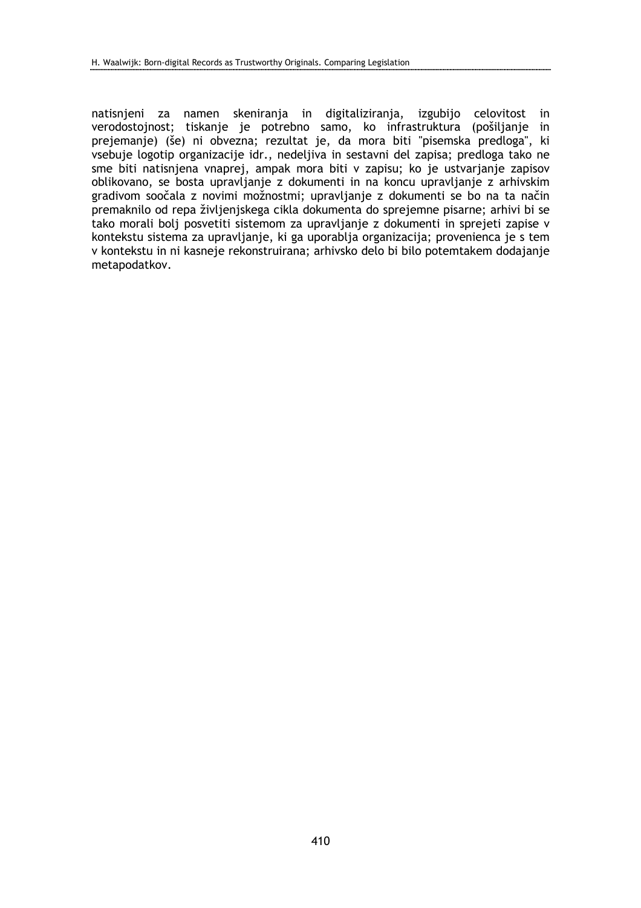natisnjeni za namen skeniranja in digitaliziranja, izgubijo celovitost in verodostojnost; tiskanje je potrebno samo, ko infrastruktura (pošiljanje in prejemanje) (še) ni obvezna; rezultat je, da mora biti "pisemska predloga", ki vsebuje logotip organizacije idr., nedeljiva in sestavni del zapisa; predloga tako ne sme biti natisnjena vnaprej, ampak mora biti v zapisu; ko je ustvarjanje zapisov oblikovano, se bosta upravljanje z dokumenti in na koncu upravljanje z arhivskim gradivom soočala z novimi možnostmi; upravljanje z dokumenti se bo na ta način premaknilo od repa življenjskega cikla dokumenta do sprejemne pisarne; arhivi bi se tako morali bolj posvetiti sistemom za upravljanje z dokumenti in sprejeti zapise v kontekstu sistema za upravljanje, ki ga uporablja organizacija; provenienca je s tem v kontekstu in ni kasneje rekonstruirana; arhivsko delo bi bilo potemtakem dodajanje metapodatkov.